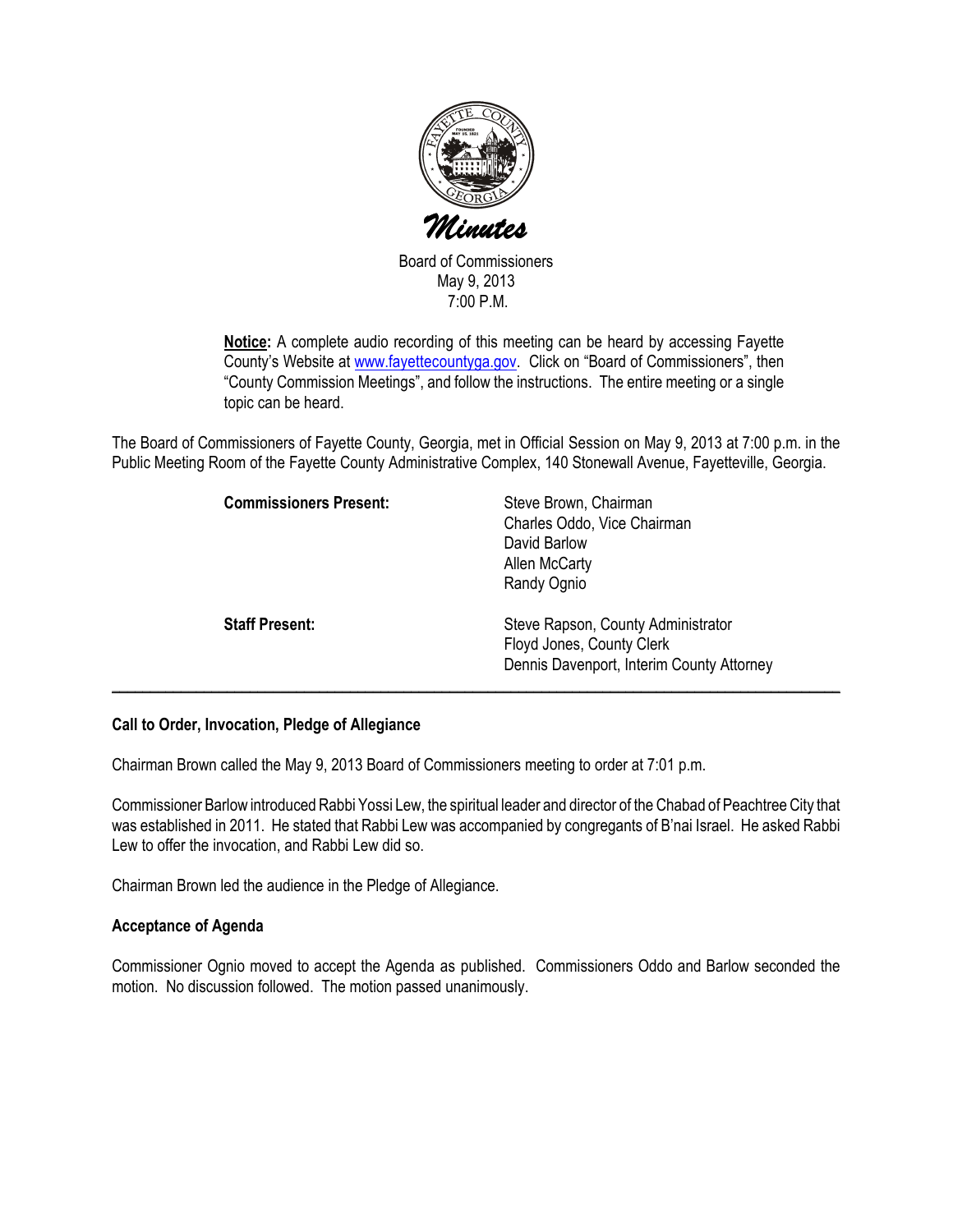# Minutes

Board of Commissioners
May 9, 2013
7:00 P.M.

**Notice:** A complete audio recording of this meeting can be heard by accessing Fayette County's Website at www.fayettecountyga.gov. Click on "Board of Commissioners", then "County Commission Meetings", and follow the instructions. The entire meeting or a single topic can be heard.

The Board of Commissioners of Fayette County, Georgia, met in Official Session on May 9, 2013 at 7:00 p.m. in the Public Meeting Room of the Fayette County Administrative Complex, 140 Stonewall Avenue, Fayetteville, Georgia.

**Commissioners Present:**
Steve Brown, Chairman
Charles Oddo, Vice Chairman
David Barlow
Allen McCarty
Randy Ognio

**Staff Present:**
Steve Rapson, County Administrator
Floyd Jones, County Clerk
Dennis Davenport, Interim County Attorney

---

**Call to Order, Invocation, Pledge of Allegiance**

Chairman Brown called the May 9, 2013 Board of Commissioners meeting to order at 7:01 p.m.

Commissioner Barlow introduced Rabbi Yossi Lew, the spiritual leader and director of the Chabad of Peachtree City that was established in 2011. He stated that Rabbi Lew was accompanied by congregants of B'nai Israel. He asked Rabbi Lew to offer the invocation, and Rabbi Lew did so.

Chairman Brown led the audience in the Pledge of Allegiance.

**Acceptance of Agenda**

Commissioner Ognio moved to accept the Agenda as published. Commissioners Oddo and Barlow seconded the motion. No discussion followed. The motion passed unanimously.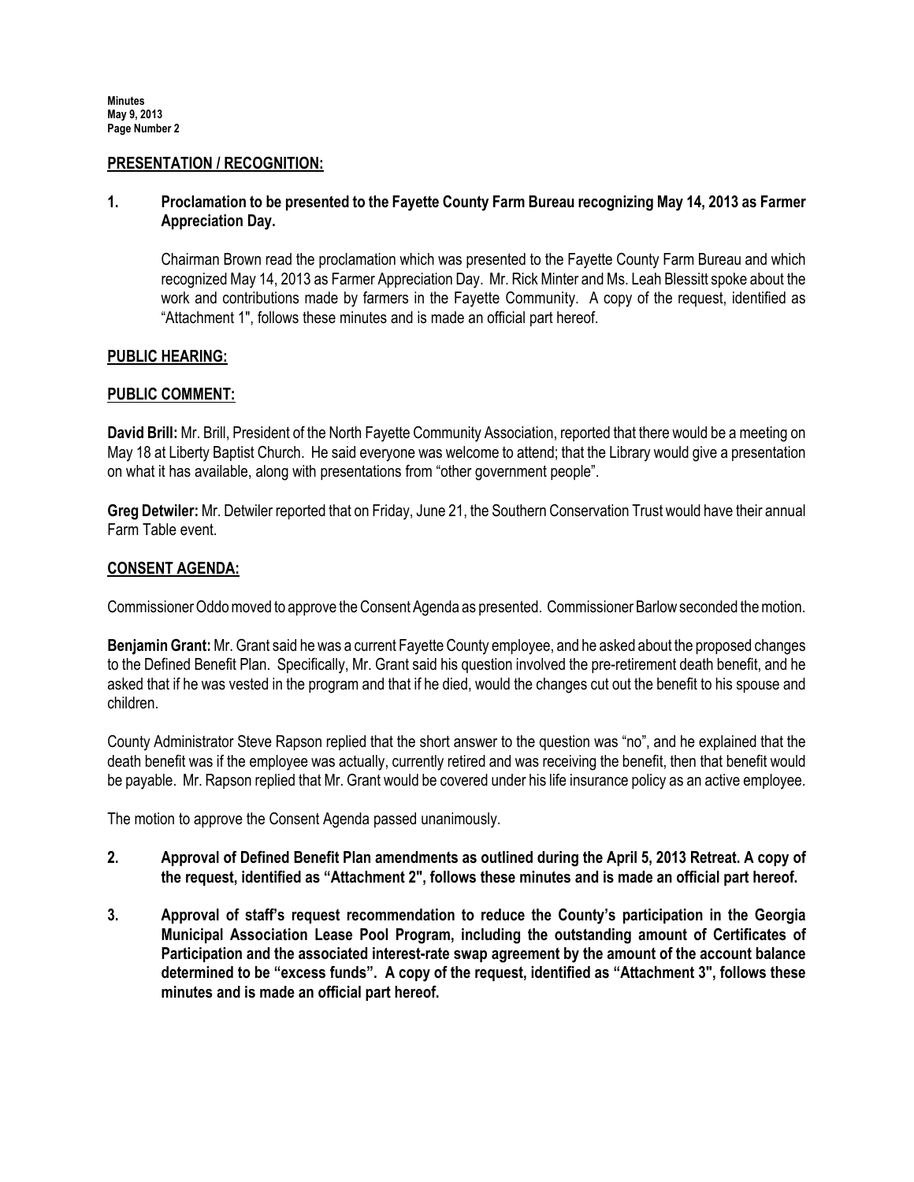## PRESENTATION / RECOGNITION:

**1. Proclamation to be presented to the Fayette County Farm Bureau recognizing May 14, 2013 as Farmer Appreciation Day.**

Chairman Brown read the proclamation which was presented to the Fayette County Farm Bureau and which recognized May 14, 2013 as Farmer Appreciation Day. Mr. Rick Minter and Ms. Leah Blessitt spoke about the work and contributions made by farmers in the Fayette Community. A copy of the request, identified as "Attachment 1", follows these minutes and is made an official part hereof.

## PUBLIC HEARING:

## PUBLIC COMMENT:

**David Brill:** Mr. Brill, President of the North Fayette Community Association, reported that there would be a meeting on May 18 at Liberty Baptist Church. He said everyone was welcome to attend; that the Library would give a presentation on what it has available, along with presentations from "other government people".

**Greg Detwiler:** Mr. Detwiler reported that on Friday, June 21, the Southern Conservation Trust would have their annual Farm Table event.

## CONSENT AGENDA:

Commissioner Oddo moved to approve the Consent Agenda as presented. Commissioner Barlow seconded the motion.

**Benjamin Grant:** Mr. Grant said he was a current Fayette County employee, and he asked about the proposed changes to the Defined Benefit Plan. Specifically, Mr. Grant said his question involved the pre-retirement death benefit, and he asked that if he was vested in the program and that if he died, would the changes cut out the benefit to his spouse and children.

County Administrator Steve Rapson replied that the short answer to the question was "no", and he explained that the death benefit was if the employee was actually, currently retired and was receiving the benefit, then that benefit would be payable. Mr. Rapson replied that Mr. Grant would be covered under his life insurance policy as an active employee.

The motion to approve the Consent Agenda passed unanimously.

**2. Approval of Defined Benefit Plan amendments as outlined during the April 5, 2013 Retreat. A copy of the request, identified as "Attachment 2", follows these minutes and is made an official part hereof.**

**3. Approval of staff's request recommendation to reduce the County's participation in the Georgia Municipal Association Lease Pool Program, including the outstanding amount of Certificates of Participation and the associated interest-rate swap agreement by the amount of the account balance determined to be "excess funds". A copy of the request, identified as "Attachment 3", follows these minutes and is made an official part hereof.**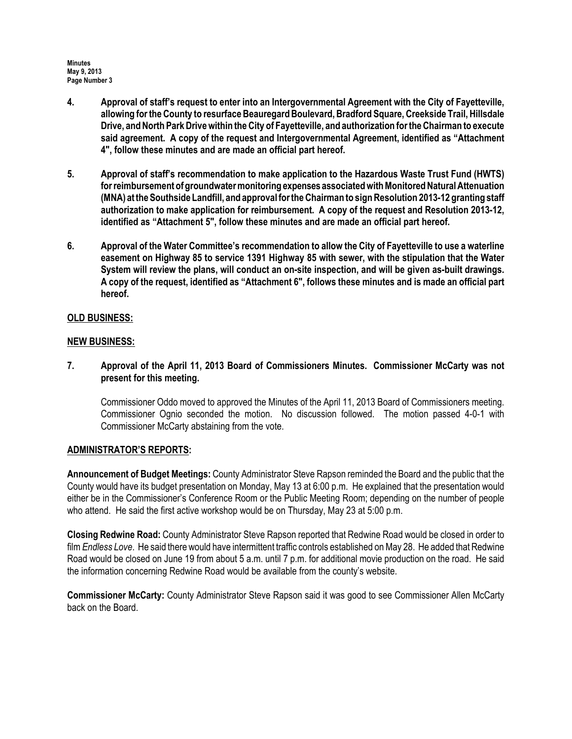**4. Approval of staff's request to enter into an Intergovernmental Agreement with the City of Fayetteville, allowing for the County to resurface Beauregard Boulevard, Bradford Square, Creekside Trail, Hillsdale Drive, and North Park Drive within the City of Fayetteville, and authorization for the Chairman to execute said agreement. A copy of the request and Intergovernmental Agreement, identified as "Attachment 4", follow these minutes and are made an official part hereof.**

**5. Approval of staff's recommendation to make application to the Hazardous Waste Trust Fund (HWTS) for reimbursement of groundwater monitoring expenses associated with Monitored Natural Attenuation (MNA) at the Southside Landfill, and approval for the Chairman to sign Resolution 2013-12 granting staff authorization to make application for reimbursement. A copy of the request and Resolution 2013-12, identified as "Attachment 5", follow these minutes and are made an official part hereof.**

**6. Approval of the Water Committee's recommendation to allow the City of Fayetteville to use a waterline easement on Highway 85 to service 1391 Highway 85 with sewer, with the stipulation that the Water System will review the plans, will conduct an on-site inspection, and will be given as-built drawings. A copy of the request, identified as "Attachment 6", follows these minutes and is made an official part hereof.**

**<u>OLD BUSINESS:</u>**

**<u>NEW BUSINESS:</u>**

**7. Approval of the April 11, 2013 Board of Commissioners Minutes. Commissioner McCarty was not present for this meeting.**

Commissioner Oddo moved to approved the Minutes of the April 11, 2013 Board of Commissioners meeting. Commissioner Ognio seconded the motion. No discussion followed. The motion passed 4-0-1 with Commissioner McCarty abstaining from the vote.

**<u>ADMINISTRATOR'S REPORTS</u>:**

**Announcement of Budget Meetings:** County Administrator Steve Rapson reminded the Board and the public that the County would have its budget presentation on Monday, May 13 at 6:00 p.m. He explained that the presentation would either be in the Commissioner's Conference Room or the Public Meeting Room; depending on the number of people who attend. He said the first active workshop would be on Thursday, May 23 at 5:00 p.m.

**Closing Redwine Road:** County Administrator Steve Rapson reported that Redwine Road would be closed in order to film *Endless Love*. He said there would have intermittent traffic controls established on May 28. He added that Redwine Road would be closed on June 19 from about 5 a.m. until 7 p.m. for additional movie production on the road. He said the information concerning Redwine Road would be available from the county's website.

**Commissioner McCarty:** County Administrator Steve Rapson said it was good to see Commissioner Allen McCarty back on the Board.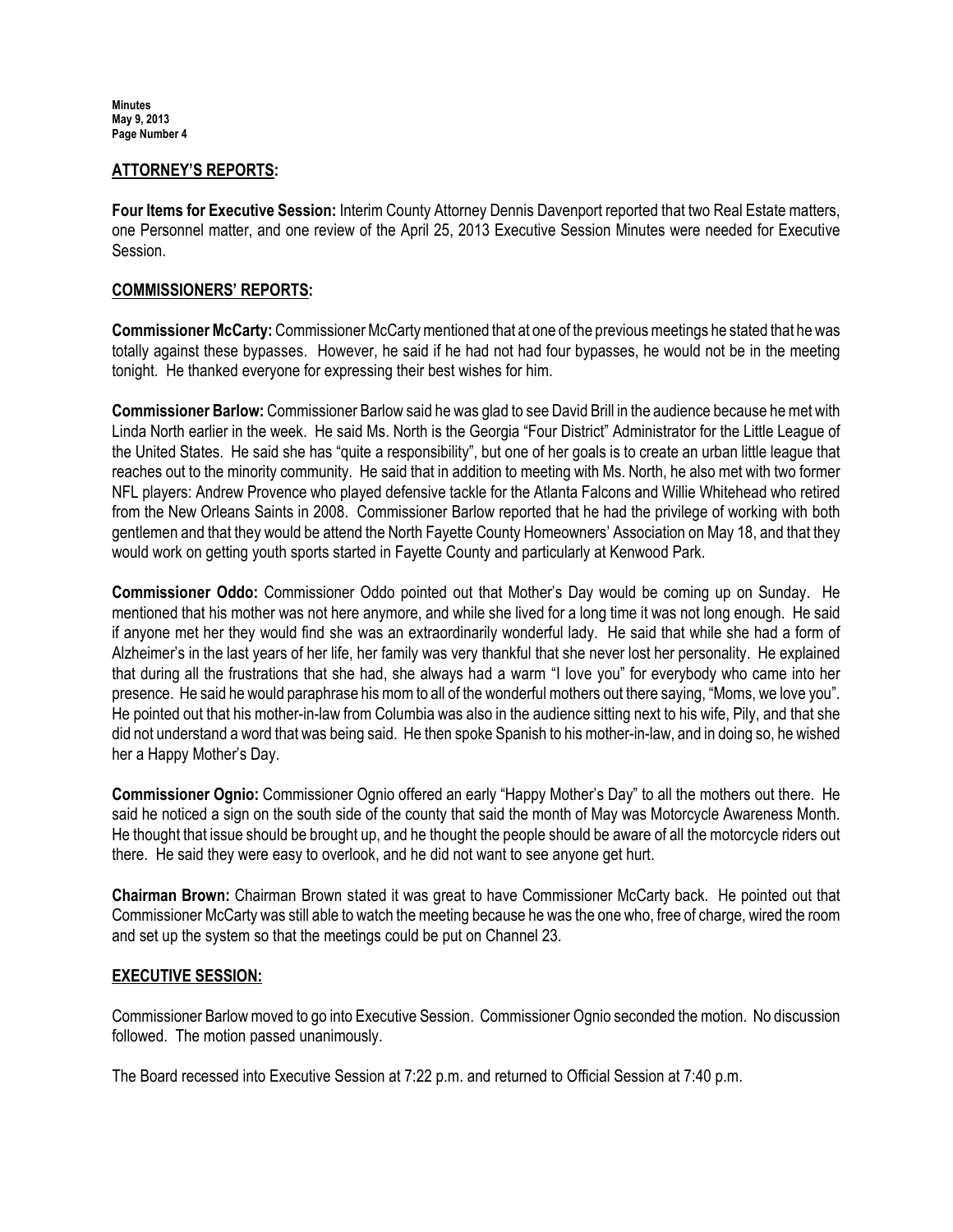## ATTORNEY'S REPORTS:

**Four Items for Executive Session:** Interim County Attorney Dennis Davenport reported that two Real Estate matters, one Personnel matter, and one review of the April 25, 2013 Executive Session Minutes were needed for Executive Session.

## COMMISSIONERS' REPORTS:

**Commissioner McCarty:** Commissioner McCarty mentioned that at one of the previous meetings he stated that he was totally against these bypasses. However, he said if he had not had four bypasses, he would not be in the meeting tonight. He thanked everyone for expressing their best wishes for him.

**Commissioner Barlow:** Commissioner Barlow said he was glad to see David Brill in the audience because he met with Linda North earlier in the week. He said Ms. North is the Georgia "Four District" Administrator for the Little League of the United States. He said she has "quite a responsibility", but one of her goals is to create an urban little league that reaches out to the minority community. He said that in addition to meeting with Ms. North, he also met with two former NFL players: Andrew Provence who played defensive tackle for the Atlanta Falcons and Willie Whitehead who retired from the New Orleans Saints in 2008. Commissioner Barlow reported that he had the privilege of working with both gentlemen and that they would be attend the North Fayette County Homeowners' Association on May 18, and that they would work on getting youth sports started in Fayette County and particularly at Kenwood Park.

**Commissioner Oddo:** Commissioner Oddo pointed out that Mother's Day would be coming up on Sunday. He mentioned that his mother was not here anymore, and while she lived for a long time it was not long enough. He said if anyone met her they would find she was an extraordinarily wonderful lady. He said that while she had a form of Alzheimer's in the last years of her life, her family was very thankful that she never lost her personality. He explained that during all the frustrations that she had, she always had a warm "I love you" for everybody who came into her presence. He said he would paraphrase his mom to all of the wonderful mothers out there saying, "Moms, we love you". He pointed out that his mother-in-law from Columbia was also in the audience sitting next to his wife, Pily, and that she did not understand a word that was being said. He then spoke Spanish to his mother-in-law, and in doing so, he wished her a Happy Mother's Day.

**Commissioner Ognio:** Commissioner Ognio offered an early "Happy Mother's Day" to all the mothers out there. He said he noticed a sign on the south side of the county that said the month of May was Motorcycle Awareness Month. He thought that issue should be brought up, and he thought the people should be aware of all the motorcycle riders out there. He said they were easy to overlook, and he did not want to see anyone get hurt.

**Chairman Brown:** Chairman Brown stated it was great to have Commissioner McCarty back. He pointed out that Commissioner McCarty was still able to watch the meeting because he was the one who, free of charge, wired the room and set up the system so that the meetings could be put on Channel 23.

## EXECUTIVE SESSION:

Commissioner Barlow moved to go into Executive Session. Commissioner Ognio seconded the motion. No discussion followed. The motion passed unanimously.

The Board recessed into Executive Session at 7:22 p.m. and returned to Official Session at 7:40 p.m.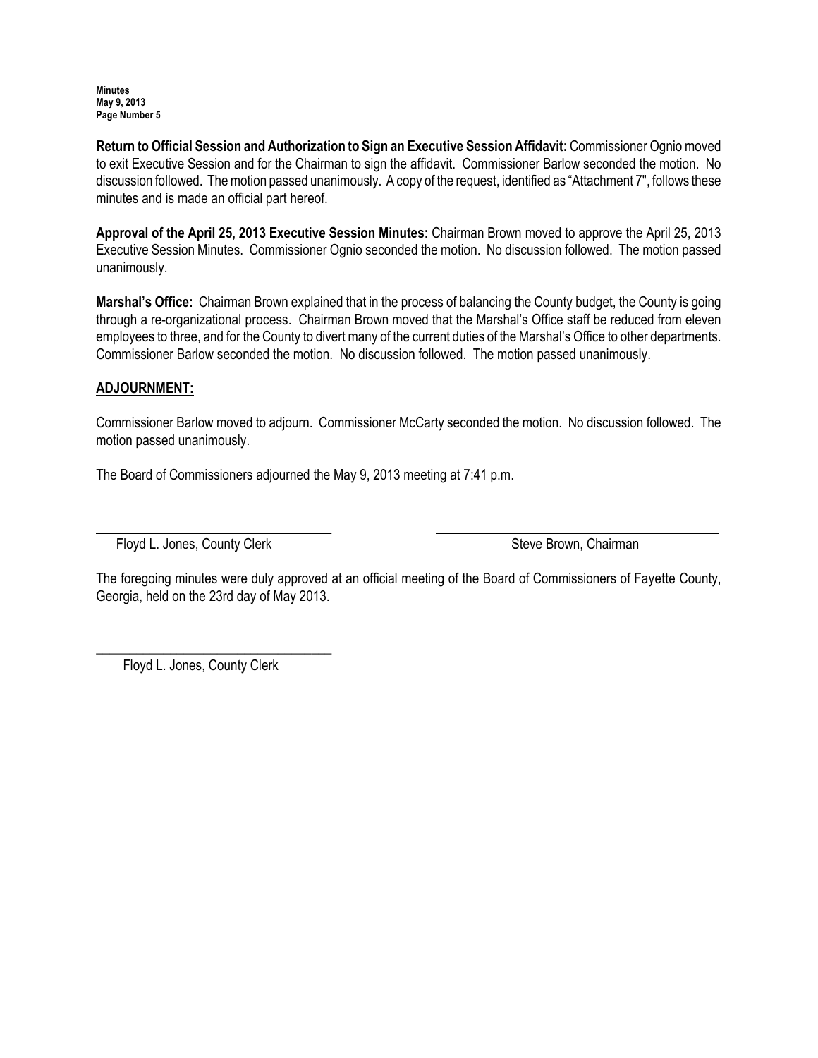**Return to Official Session and Authorization to Sign an Executive Session Affidavit:** Commissioner Ognio moved to exit Executive Session and for the Chairman to sign the affidavit. Commissioner Barlow seconded the motion. No discussion followed. The motion passed unanimously. A copy of the request, identified as "Attachment 7", follows these minutes and is made an official part hereof.

**Approval of the April 25, 2013 Executive Session Minutes:** Chairman Brown moved to approve the April 25, 2013 Executive Session Minutes. Commissioner Ognio seconded the motion. No discussion followed. The motion passed unanimously.

**Marshal's Office:** Chairman Brown explained that in the process of balancing the County budget, the County is going through a re-organizational process. Chairman Brown moved that the Marshal's Office staff be reduced from eleven employees to three, and for the County to divert many of the current duties of the Marshal's Office to other departments. Commissioner Barlow seconded the motion. No discussion followed. The motion passed unanimously.

## ADJOURNMENT:

Commissioner Barlow moved to adjourn. Commissioner McCarty seconded the motion. No discussion followed. The motion passed unanimously.

The Board of Commissioners adjourned the May 9, 2013 meeting at 7:41 p.m.

\_\_\_\_\_\_\_\_\_\_\_\_\_\_\_\_\_\_\_\_\_\_\_\_\_\_\_\_\_\_\_\_\_\_\_
Floyd L. Jones, County Clerk

\_\_\_\_\_\_\_\_\_\_\_\_\_\_\_\_\_\_\_\_\_\_\_\_\_\_\_\_\_\_\_\_\_\_\_
Steve Brown, Chairman

The foregoing minutes were duly approved at an official meeting of the Board of Commissioners of Fayette County, Georgia, held on the 23rd day of May 2013.

\_\_\_\_\_\_\_\_\_\_\_\_\_\_\_\_\_\_\_\_\_\_\_\_\_\_\_\_\_\_\_\_\_\_\_
Floyd L. Jones, County Clerk